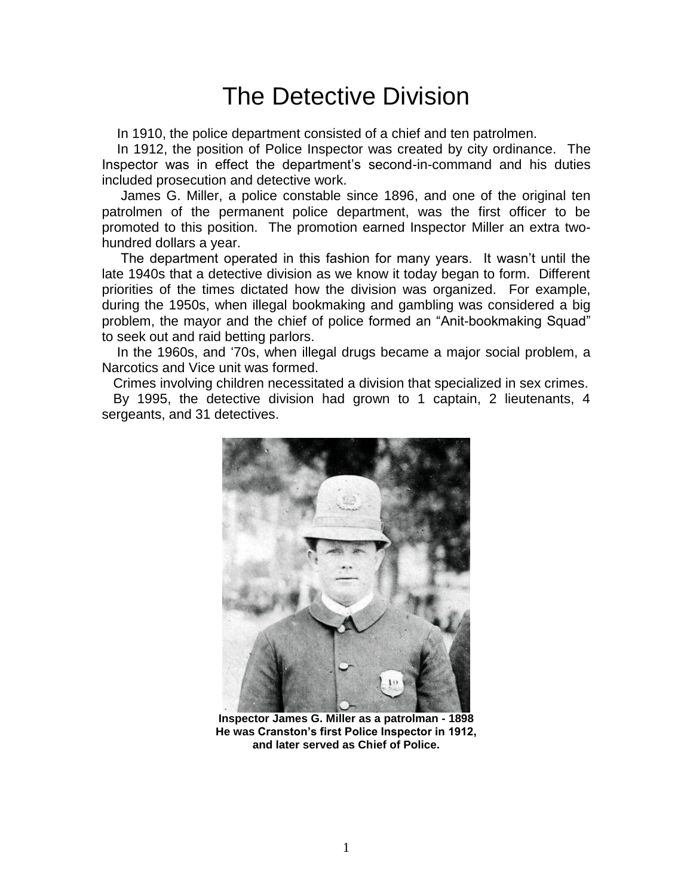# The Detective Division

In 1910, the police department consisted of a chief and ten patrolmen.

In 1912, the position of Police Inspector was created by city ordinance. The Inspector was in effect the department's second-in-command and his duties included prosecution and detective work.

James G. Miller, a police constable since 1896, and one of the original ten patrolmen of the permanent police department, was the first officer to be promoted to this position. The promotion earned Inspector Miller an extra two-hundred dollars a year.

The department operated in this fashion for many years. It wasn't until the late 1940s that a detective division as we know it today began to form. Different priorities of the times dictated how the division was organized. For example, during the 1950s, when illegal bookmaking and gambling was considered a big problem, the mayor and the chief of police formed an "Anit-bookmaking Squad" to seek out and raid betting parlors.

In the 1960s, and '70s, when illegal drugs became a major social problem, a Narcotics and Vice unit was formed.

Crimes involving children necessitated a division that specialized in sex crimes.

By 1995, the detective division had grown to 1 captain, 2 lieutenants, 4 sergeants, and 31 detectives.

**Inspector James G. Miller as a patrolman - 1898**
**He was Cranston's first Police Inspector in 1912, and later served as Chief of Police.**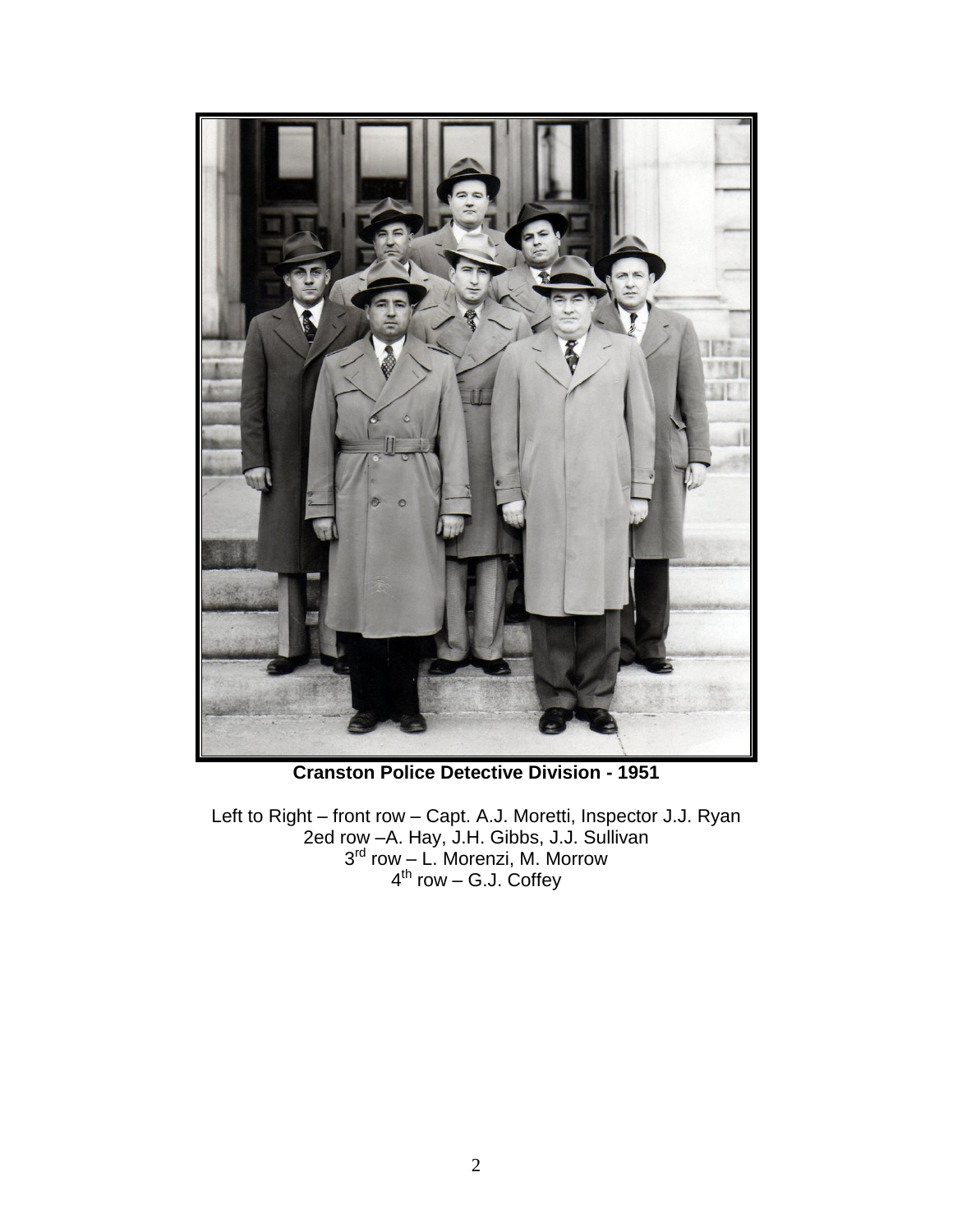**Cranston Police Detective Division - 1951**

Left to Right – front row – Capt. A.J. Moretti, Inspector J.J. Ryan
2ed row –A. Hay, J.H. Gibbs, J.J. Sullivan
3rd row – L. Morenzi, M. Morrow
4th row – G.J. Coffey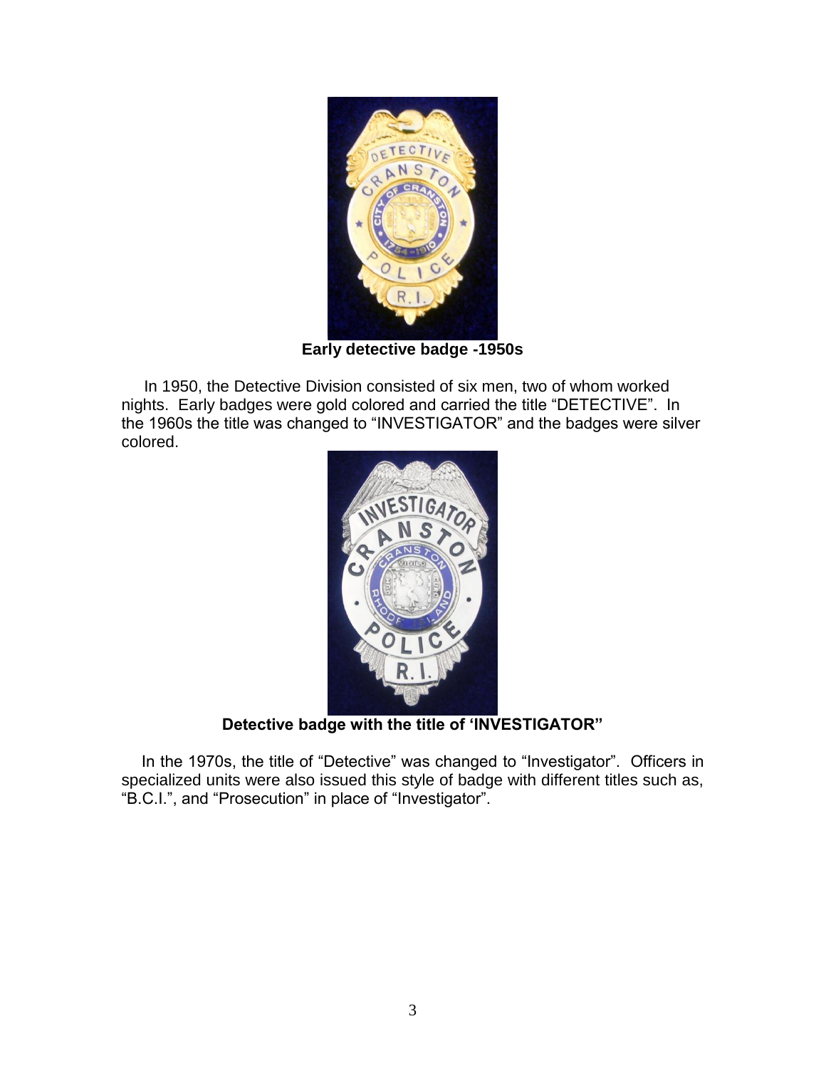**Early detective badge -1950s**

In 1950, the Detective Division consisted of six men, two of whom worked nights. Early badges were gold colored and carried the title "DETECTIVE". In the 1960s the title was changed to "INVESTIGATOR" and the badges were silver colored.

**Detective badge with the title of 'INVESTIGATOR"**

In the 1970s, the title of "Detective" was changed to "Investigator". Officers in specialized units were also issued this style of badge with different titles such as, "B.C.I.", and "Prosecution" in place of "Investigator".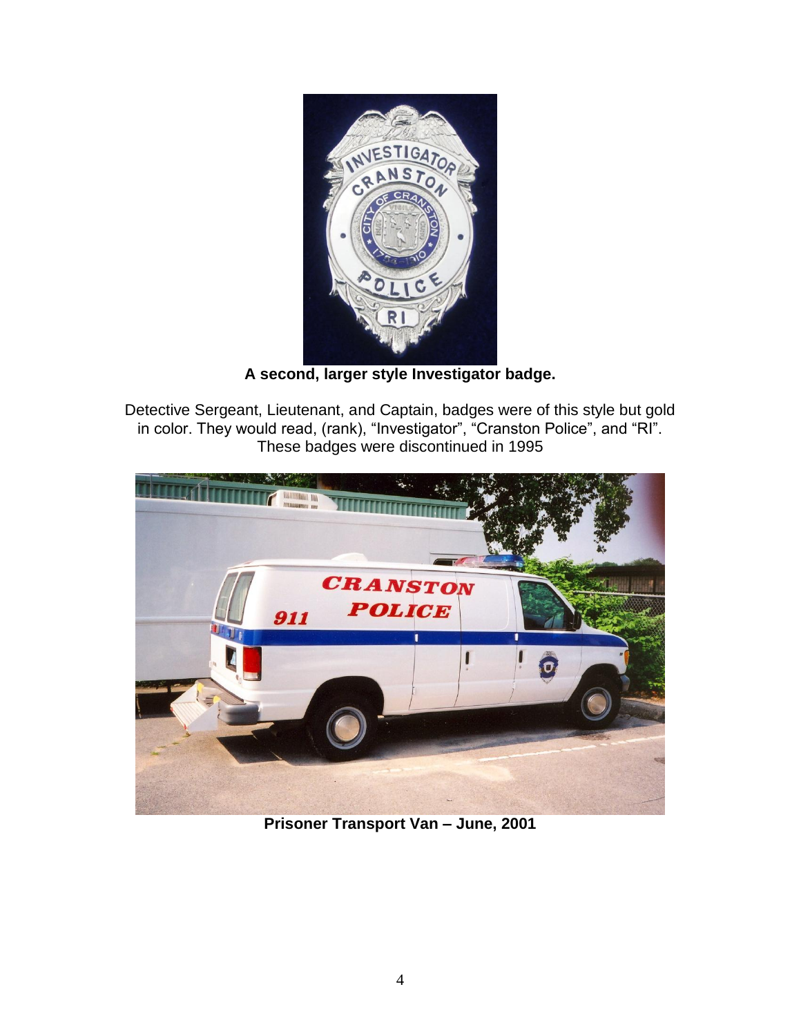**A second, larger style Investigator badge.**

Detective Sergeant, Lieutenant, and Captain, badges were of this style but gold in color. They would read, (rank), "Investigator", "Cranston Police", and "RI". These badges were discontinued in 1995

**Prisoner Transport Van – June, 2001**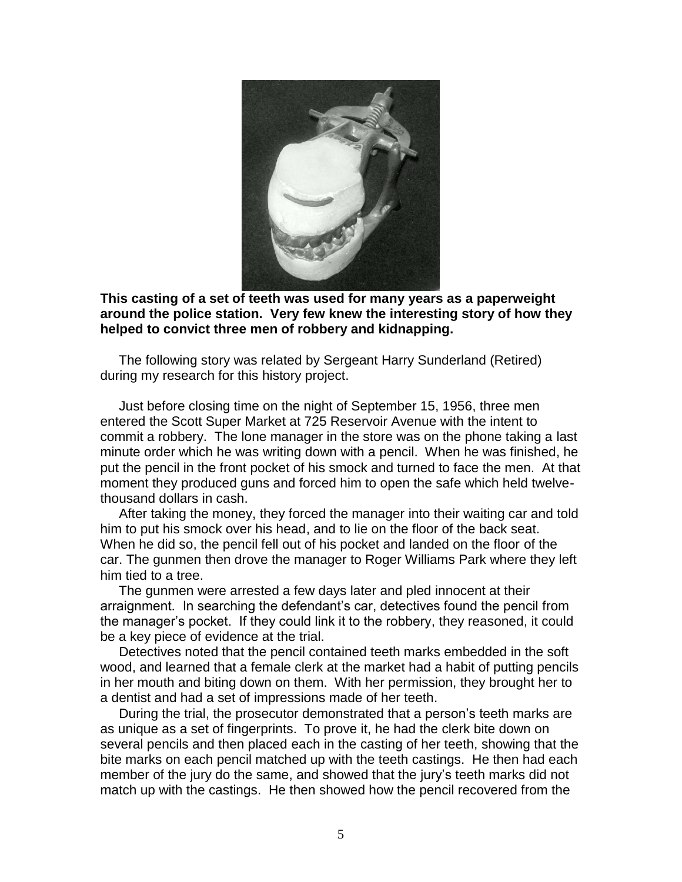**This casting of a set of teeth was used for many years as a paperweight around the police station. Very few knew the interesting story of how they helped to convict three men of robbery and kidnapping.**

The following story was related by Sergeant Harry Sunderland (Retired) during my research for this history project.

Just before closing time on the night of September 15, 1956, three men entered the Scott Super Market at 725 Reservoir Avenue with the intent to commit a robbery. The lone manager in the store was on the phone taking a last minute order which he was writing down with a pencil. When he was finished, he put the pencil in the front pocket of his smock and turned to face the men. At that moment they produced guns and forced him to open the safe which held twelve-thousand dollars in cash.

After taking the money, they forced the manager into their waiting car and told him to put his smock over his head, and to lie on the floor of the back seat. When he did so, the pencil fell out of his pocket and landed on the floor of the car. The gunmen then drove the manager to Roger Williams Park where they left him tied to a tree.

The gunmen were arrested a few days later and pled innocent at their arraignment. In searching the defendant's car, detectives found the pencil from the manager's pocket. If they could link it to the robbery, they reasoned, it could be a key piece of evidence at the trial.

Detectives noted that the pencil contained teeth marks embedded in the soft wood, and learned that a female clerk at the market had a habit of putting pencils in her mouth and biting down on them. With her permission, they brought her to a dentist and had a set of impressions made of her teeth.

During the trial, the prosecutor demonstrated that a person's teeth marks are as unique as a set of fingerprints. To prove it, he had the clerk bite down on several pencils and then placed each in the casting of her teeth, showing that the bite marks on each pencil matched up with the teeth castings. He then had each member of the jury do the same, and showed that the jury's teeth marks did not match up with the castings. He then showed how the pencil recovered from the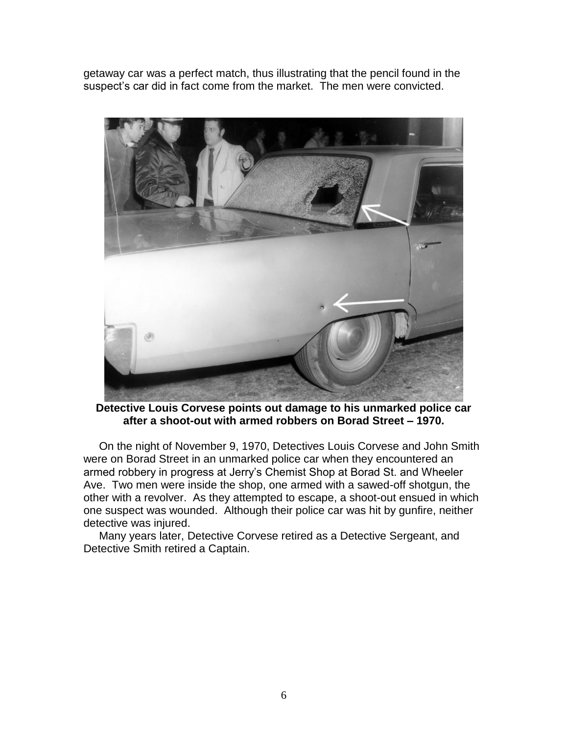getaway car was a perfect match, thus illustrating that the pencil found in the suspect's car did in fact come from the market. The men were convicted.

**Detective Louis Corvese points out damage to his unmarked police car after a shoot-out with armed robbers on Borad Street – 1970.**

On the night of November 9, 1970, Detectives Louis Corvese and John Smith were on Borad Street in an unmarked police car when they encountered an armed robbery in progress at Jerry's Chemist Shop at Borad St. and Wheeler Ave. Two men were inside the shop, one armed with a sawed-off shotgun, the other with a revolver. As they attempted to escape, a shoot-out ensued in which one suspect was wounded. Although their police car was hit by gunfire, neither detective was injured.

Many years later, Detective Corvese retired as a Detective Sergeant, and Detective Smith retired a Captain.